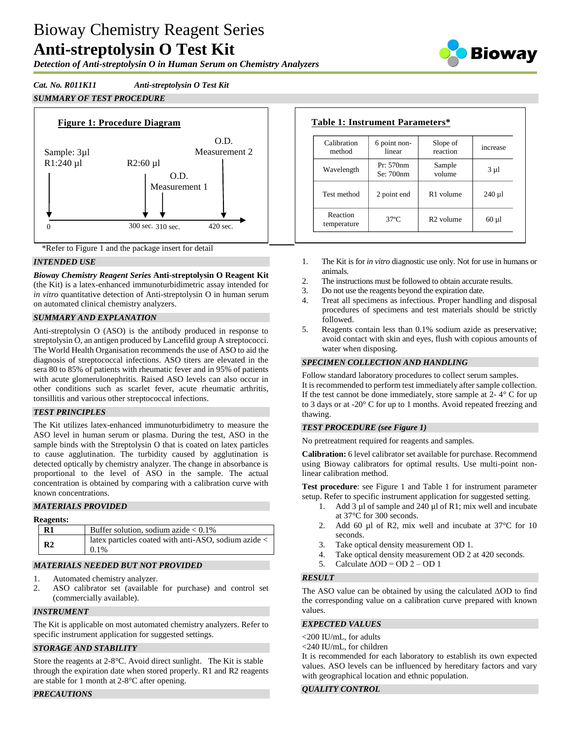# Bioway Chemistry Reagent Series

# Anti-streptolysin O Test Kit

*Detection of Anti-streptolysin O in Human Serum on Chemistry Analyzers*

*Cat. No. R011K11 Anti-streptolysin O Test Kit*

## SUMMARY OF TEST PROCEDURE

**Figure 1: Procedure Diagram**

Sample: 3µl
R1:240 µl — 0

R2:60 µl — 300 sec.

O.D. Measurement 1 — 310 sec.

O.D. Measurement 2 — 420 sec.

**Table 1: Instrument Parameters***

| Calibration method | 6 point non-linear | Slope of reaction | increase |
|---|---|---|---|
| Wavelength | Pr: 570nm Se: 700nm | Sample volume | 3 µl |
| Test method | 2 point end | R1 volume | 240 µl |
| Reaction temperature | 37ºC | R2 volume | 60 µl |

*Refer to Figure 1 and the package insert for detail

## INTENDED USE

***Bioway Chemistry Reagent Series*** **Anti-streptolysin O Reagent Kit** (the Kit) is a latex-enhanced immunoturbidimetric assay intended for *in vitro* quantitative detection of Anti-streptolysin O in human serum on automated clinical chemistry analyzers.

## SUMMARY AND EXPLANATION

Anti-streptolysin O (ASO) is the antibody produced in response to streptolysin O, an antigen produced by Lancefild group A streptococci. The World Health Organisation recommends the use of ASO to aid the diagnosis of streptococcal infections. ASO titers are elevated in the sera 80 to 85% of patients with rheumatic fever and in 95% of patients with acute glomerulonephritis. Raised ASO levels can also occur in other conditions such as scarlet fever, acute rheumatic arthritis, tonsillitis and various other streptococcal infections.

## TEST PRINCIPLES

The Kit utilizes latex-enhanced immunoturbidimetry to measure the ASO level in human serum or plasma. During the test, ASO in the sample binds with the Streptolysin O that is coated on latex particles to cause agglutination. The turbidity caused by agglutination is detected optically by chemistry analyzer. The change in absorbance is proportional to the level of ASO in the sample. The actual concentration is obtained by comparing with a calibration curve with known concentrations.

## MATERIALS PROVIDED

**Reagents:**

| | |
|---|---|
| **R1** | Buffer solution, sodium azide < 0.1% |
| **R2** | latex particles coated with anti-ASO, sodium azide < 0.1% |

## MATERIALS NEEDED BUT NOT PROVIDED

1. Automated chemistry analyzer.
2. ASO calibrator set (available for purchase) and control set (commercially available).

## INSTRUMENT

The Kit is applicable on most automated chemistry analyzers. Refer to specific instrument application for suggested settings.

## STORAGE AND STABILITY

Store the reagents at 2-8°C. Avoid direct sunlight. The Kit is stable through the expiration date when stored properly. R1 and R2 reagents are stable for 1 month at 2-8°C after opening.

## PRECAUTIONS

1. The Kit is for *in vitro* diagnostic use only. Not for use in humans or animals.
2. The instructions must be followed to obtain accurate results.
3. Do not use the reagents beyond the expiration date.
4. Treat all specimens as infectious. Proper handling and disposal procedures of specimens and test materials should be strictly followed.
5. Reagents contain less than 0.1% sodium azide as preservative; avoid contact with skin and eyes, flush with copious amounts of water when disposing.

## SPECIMEN COLLECTION AND HANDLING

Follow standard laboratory procedures to collect serum samples.
It is recommended to perform test immediately after sample collection. If the test cannot be done immediately, store sample at 2- 4° C for up to 3 days or at -20° C for up to 1 months. Avoid repeated freezing and thawing.

## TEST PROCEDURE (see Figure 1)

No pretreatment required for reagents and samples.

**Calibration:** 6 level calibrator set available for purchase. Recommend using Bioway calibrators for optimal results. Use multi-point non-linear calibration method.

**Test procedure**: see Figure 1 and Table 1 for instrument parameter setup. Refer to specific instrument application for suggested setting.

1. Add 3 µl of sample and 240 µl of R1; mix well and incubate at 37°C for 300 seconds.
2. Add 60 µl of R2, mix well and incubate at 37°C for 10 seconds.
3. Take optical density measurement OD 1.
4. Take optical density measurement OD 2 at 420 seconds.
5. Calculate $\Delta OD = OD\ 2 - OD\ 1$

## RESULT

The ASO value can be obtained by using the calculated ΔOD to find the corresponding value on a calibration curve prepared with known values.

## EXPECTED VALUES

<200 IU/mL, for adults
<240 IU/mL, for children
It is recommended for each laboratory to establish its own expected values. ASO levels can be influenced by hereditary factors and vary with geographical location and ethnic population.

## QUALITY CONTROL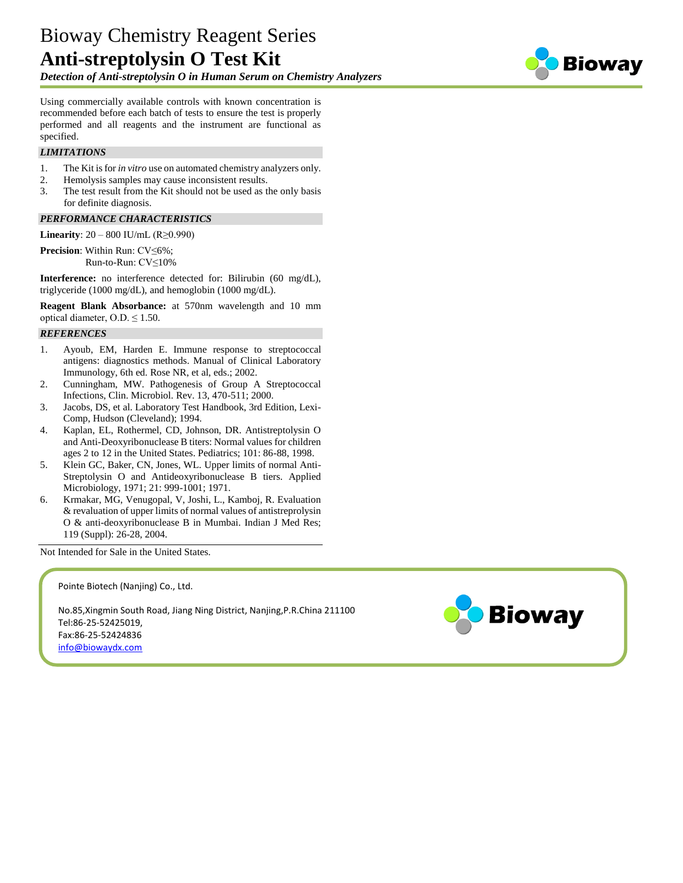Using commercially available controls with known concentration is recommended before each batch of tests to ensure the test is properly performed and all reagents and the instrument are functional as specified.

### *LIMITATIONS*

1. The Kit is for *in vitro* use on automated chemistry analyzers only.
2. Hemolysis samples may cause inconsistent results.
3. The test result from the Kit should not be used as the only basis for definite diagnosis.

### *PERFORMANCE CHARACTERISTICS*

**Linearity**: 20 – 800 IU/mL (R≥0.990)

**Precision**: Within Run: CV≤6%;
Run-to-Run: CV≤10%

**Interference:** no interference detected for: Bilirubin (60 mg/dL), triglyceride (1000 mg/dL), and hemoglobin (1000 mg/dL).

**Reagent Blank Absorbance:** at 570nm wavelength and 10 mm optical diameter, O.D. ≤ 1.50.

### *REFERENCES*

1. Ayoub, EM, Harden E. Immune response to streptococcal antigens: diagnostics methods. Manual of Clinical Laboratory Immunology, 6th ed. Rose NR, et al, eds.; 2002.
2. Cunningham, MW. Pathogenesis of Group A Streptococcal Infections, Clin. Microbiol. Rev. 13, 470-511; 2000.
3. Jacobs, DS, et al. Laboratory Test Handbook, 3rd Edition, Lexi-Comp, Hudson (Cleveland); 1994.
4. Kaplan, EL, Rothermel, CD, Johnson, DR. Antistreptolysin O and Anti-Deoxyribonuclease B titers: Normal values for children ages 2 to 12 in the United States. Pediatrics; 101: 86-88, 1998.
5. Klein GC, Baker, CN, Jones, WL. Upper limits of normal Anti-Streptolysin O and Antideoxyribonuclease B tiers. Applied Microbiology, 1971; 21: 999-1001; 1971.
6. Krmakar, MG, Venugopal, V, Joshi, L., Kamboj, R. Evaluation & revaluation of upper limits of normal values of antistreprolysin O & anti-deoxyribonuclease B in Mumbai. Indian J Med Res; 119 (Suppl): 26-28, 2004.

Not Intended for Sale in the United States.

Pointe Biotech (Nanjing) Co., Ltd.

No.85,Xingmin South Road, Jiang Ning District, Nanjing,P.R.China 211100
Tel:86-25-52425019,
Fax:86-25-52424836
info@biowaydx.com